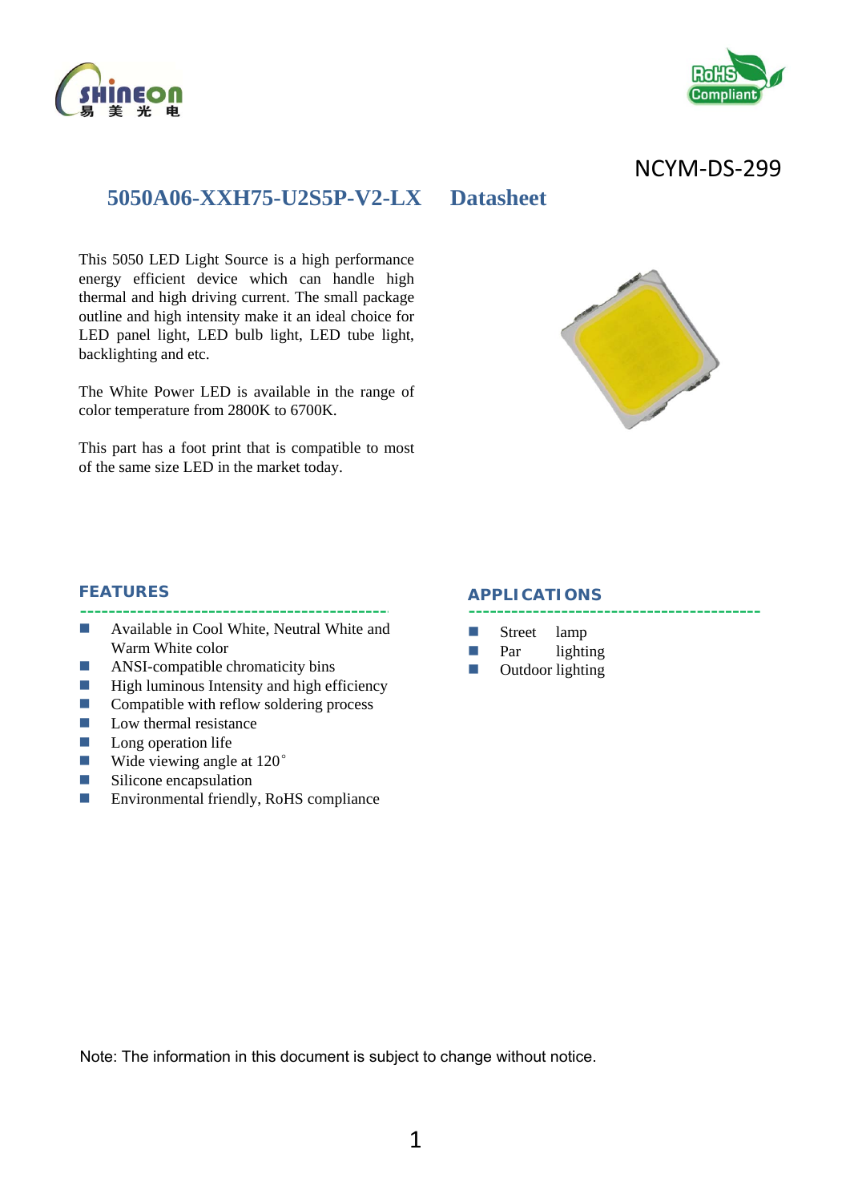NCYM-DS-299

# 5050A06-XXH75-U2S5P-V2-LX Datasheet

This 5050 LED Light Source is a high performance energy efficient device which can handle high thermal and high driving current. The small package outline and high intensity make it an ideal choice for LED panel light, LED bulb light, LED tube light, backlighting and etc.

The White Power LED is available in the range of color temperature from 2800K to 6700K.

This part has a foot print that is compatible to most of the same size LED in the market today.

## FEATURES

- Available in Cool White, Neutral White and Warm White color
- ANSI-compatible chromaticity bins
- High luminous Intensity and high efficiency
- Compatible with reflow soldering process
- Low thermal resistance
- Long operation life
- Wide viewing angle at 120°
- Silicone encapsulation
- Environmental friendly, RoHS compliance

## APPLICATIONS

- Street lamp
- Par lighting
- Outdoor lighting

Note: The information in this document is subject to change without notice.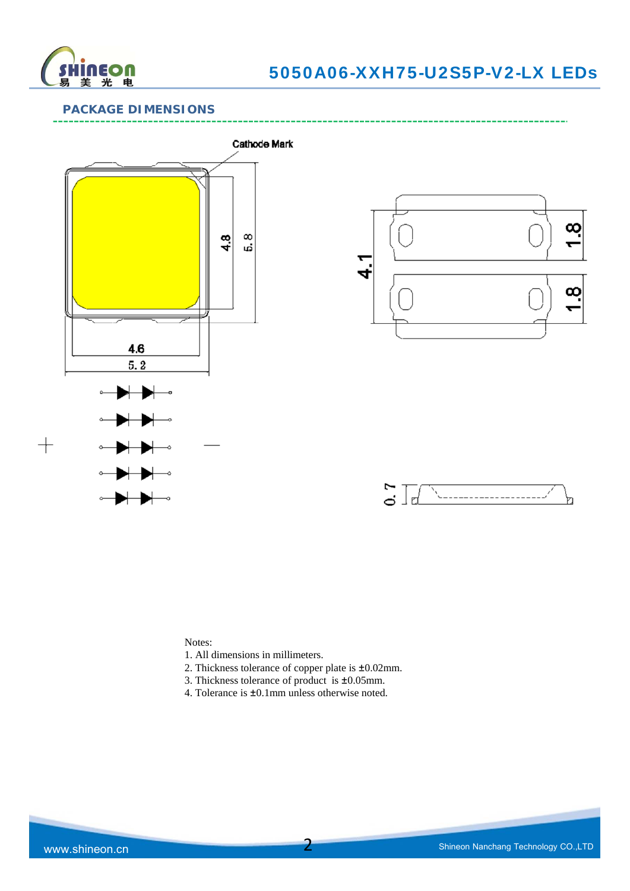## PACKAGE DIMENSIONS

Cathode Mark

4.8

5.8

4.6

5.2

4.1

1.8

1.8

0.7

Notes:

1. All dimensions in millimeters.
2. Thickness tolerance of copper plate is ±0.02mm.
3. Thickness tolerance of product is ±0.05mm.
4. Tolerance is ±0.1mm unless otherwise noted.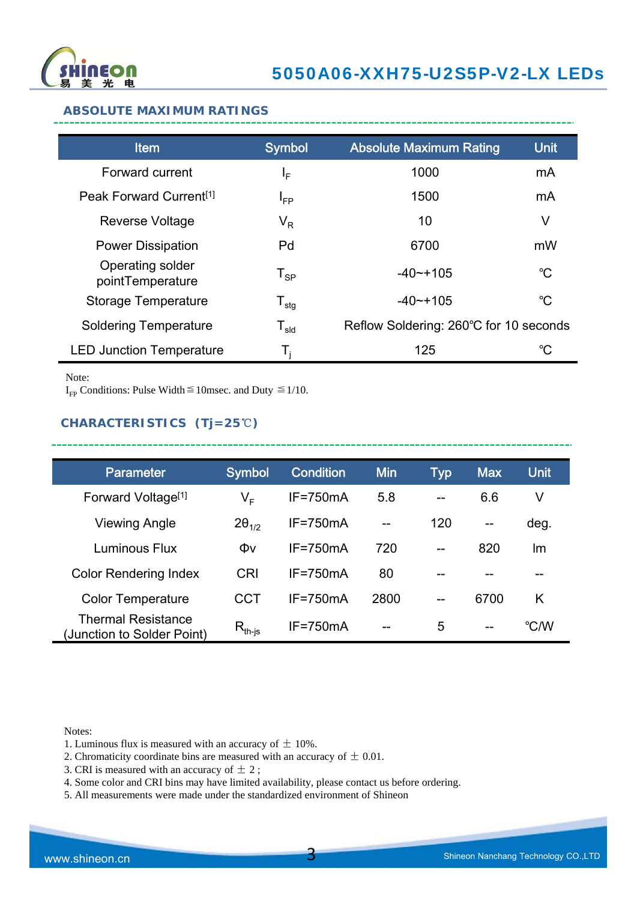## ABSOLUTE MAXIMUM RATINGS

| Item | Symbol | Absolute Maximum Rating | Unit |
|---|---|---|---|
| Forward current | $I_F$ | 1000 | mA |
| Peak Forward Current[1] | $I_{FP}$ | 1500 | mA |
| Reverse Voltage | $V_R$ | 10 | V |
| Power Dissipation | Pd | 6700 | mW |
| Operating solder pointTemperature | $T_{SP}$ | -40~+105 | ℃ |
| Storage Temperature | $T_{stg}$ | -40~+105 | ℃ |
| Soldering Temperature | $T_{sld}$ | Reflow Soldering: 260℃ for 10 seconds | |
| LED Junction Temperature | $T_j$ | 125 | ℃ |

Note:
$I_{FP}$ Conditions: Pulse Width≦10msec. and Duty ≦1/10.

## CHARACTERISTICS (Tj=25℃)

| Parameter | Symbol | Condition | Min | Typ | Max | Unit |
|---|---|---|---|---|---|---|
| Forward Voltage[1] | $V_F$ | IF=750mA | 5.8 | -- | 6.6 | V |
| Viewing Angle | $2\theta_{1/2}$ | IF=750mA | -- | 120 | -- | deg. |
| Luminous Flux | Φv | IF=750mA | 720 | -- | 820 | lm |
| Color Rendering Index | CRI | IF=750mA | 80 | -- | -- | -- |
| Color Temperature | CCT | IF=750mA | 2800 | -- | 6700 | K |
| Thermal Resistance (Junction to Solder Point) | $R_{th\text{-}js}$ | IF=750mA | -- | 5 | -- | ℃/W |

Notes:
1. Luminous flux is measured with an accuracy of ± 10%.
2. Chromaticity coordinate bins are measured with an accuracy of ± 0.01.
3. CRI is measured with an accuracy of ± 2 ;
4. Some color and CRI bins may have limited availability, please contact us before ordering.
5. All measurements were made under the standardized environment of Shineon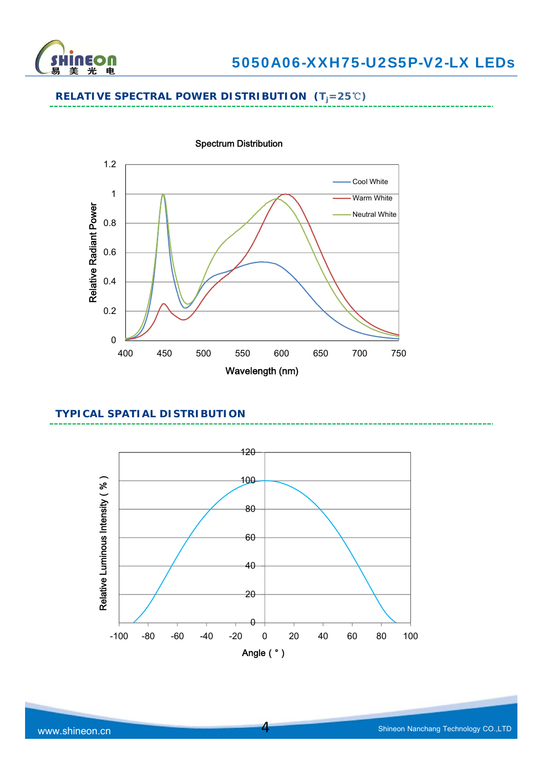## RELATIVE SPECTRAL POWER DISTRIBUTION （$T_j$=25℃）

Spectrum Distribution

Relative Radiant Power

Wavelength (nm)

Cool White

Warm White

Neutral White

## TYPICAL SPATIAL DISTRIBUTION

Relative Luminous Intensity ( % )

Angle ( ° )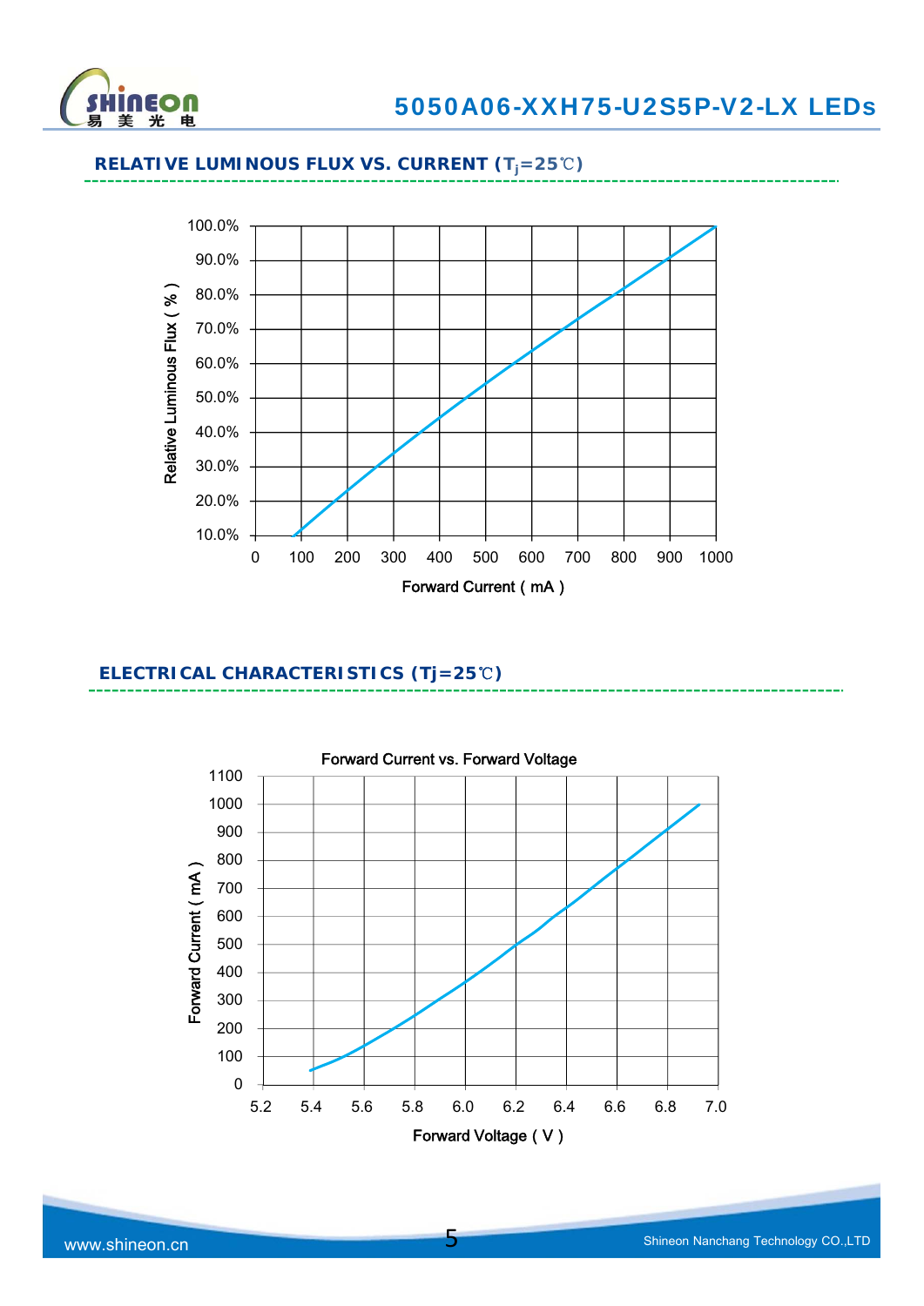## RELATIVE LUMINOUS FLUX VS. CURRENT ($T_j$=25℃)

Relative Luminous Flux ( % )

100.0%
90.0%
80.0%
70.0%
60.0%
50.0%
40.0%
30.0%
20.0%
10.0%

0 100 200 300 400 500 600 700 800 900 1000

Forward Current ( mA )

## ELECTRICAL CHARACTERISTICS (Tj=25℃)

Forward Current vs. Forward Voltage

Forward Current ( mA )

1100
1000
900
800
700
600
500
400
300
200
100
0

5.2 5.4 5.6 5.8 6.0 6.2 6.4 6.6 6.8 7.0

Forward Voltage ( V )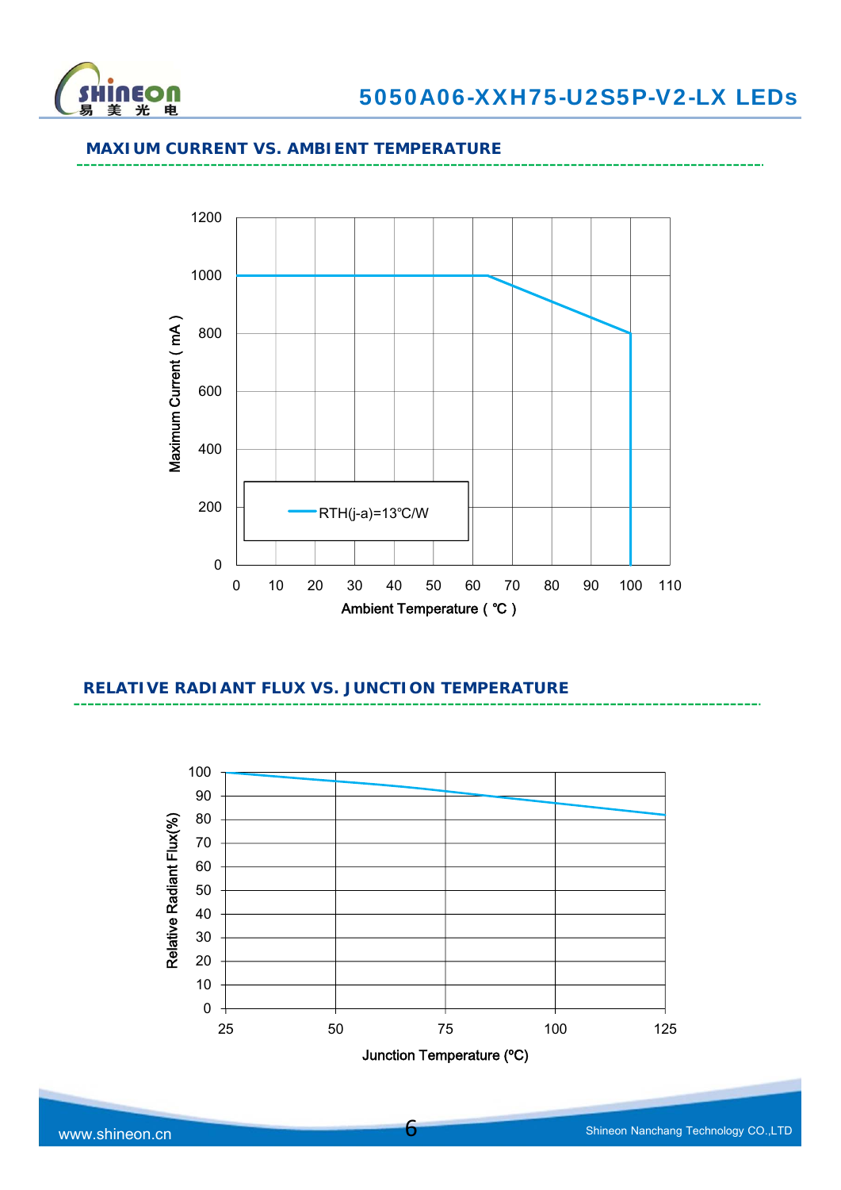## MAXIUM CURRENT VS. AMBIENT TEMPERATURE

Maximum Current ( mA )

1200
1000
800
600
400
200
0

0 10 20 30 40 50 60 70 80 90 100 110

Ambient Temperature ( ℃ )

RTH(j-a)=13℃/W

## RELATIVE RADIANT FLUX VS. JUNCTION TEMPERATURE

Relative Radiant Flux(%)

100
90
80
70
60
50
40
30
20
10
0

25 50 75 100 125

Junction Temperature (ºC)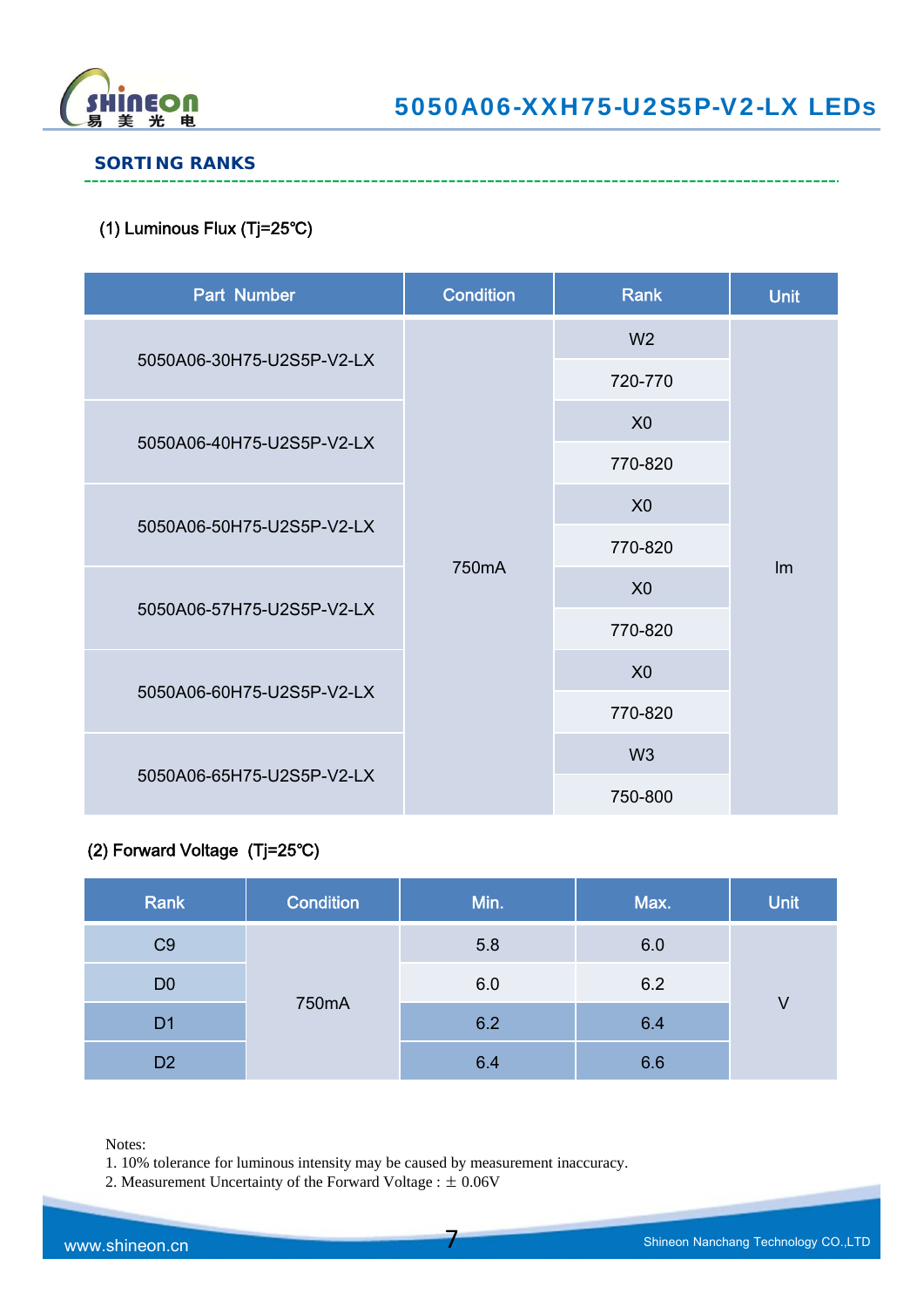## SORTING RANKS

(1) Luminous Flux (Tj=25℃)

| Part Number | Condition | Rank | Unit |
|---|---|---|---|
| 5050A06-30H75-U2S5P-V2-LX | 750mA | W2 | lm |
| | | 720-770 | |
| 5050A06-40H75-U2S5P-V2-LX | | X0 | |
| | | 770-820 | |
| 5050A06-50H75-U2S5P-V2-LX | | X0 | |
| | | 770-820 | |
| 5050A06-57H75-U2S5P-V2-LX | | X0 | |
| | | 770-820 | |
| 5050A06-60H75-U2S5P-V2-LX | | X0 | |
| | | 770-820 | |
| 5050A06-65H75-U2S5P-V2-LX | | W3 | |
| | | 750-800 | |

(2) Forward Voltage (Tj=25℃)

| Rank | Condition | Min. | Max. | Unit |
|---|---|---|---|---|
| C9 | 750mA | 5.8 | 6.0 | V |
| D0 | | 6.0 | 6.2 | |
| D1 | | 6.2 | 6.4 | |
| D2 | | 6.4 | 6.6 | |

Notes:
1. 10% tolerance for luminous intensity may be caused by measurement inaccuracy.
2. Measurement Uncertainty of the Forward Voltage : ± 0.06V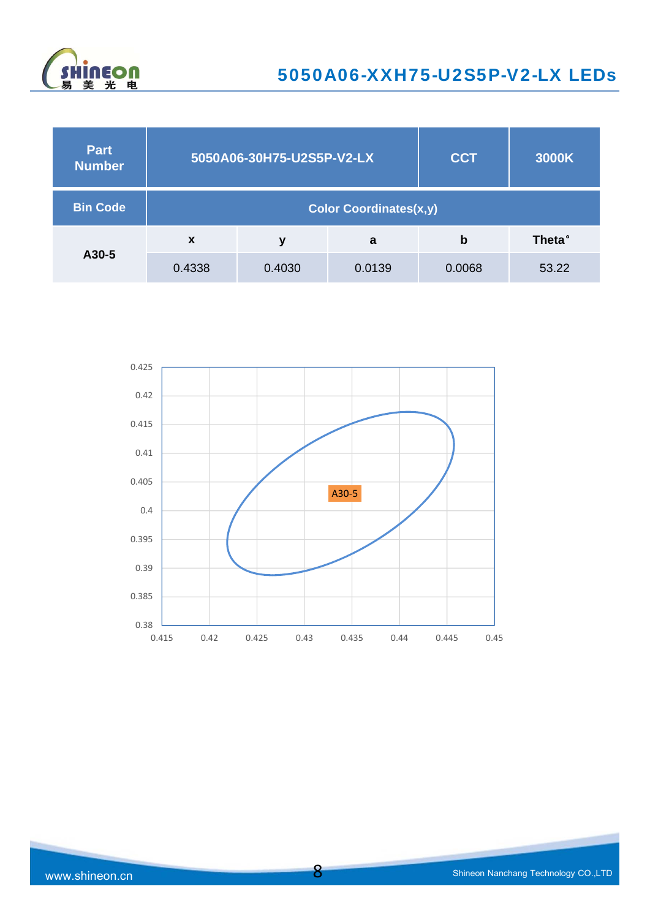| Part Number | 5050A06-30H75-U2S5P-V2-LX | | CCT | 3000K |
| --- | --- | --- | --- | --- |
| Bin Code | Color Coordinates(x,y) | | | |
| A30-5 | x | y | a | b | Theta° |
| | 0.4338 | 0.4030 | 0.0139 | 0.0068 | 53.22 |

A30-5

0.425
0.42
0.415
0.41
0.405
0.4
0.395
0.39
0.385
0.38

0.415 0.42 0.425 0.43 0.435 0.44 0.445 0.45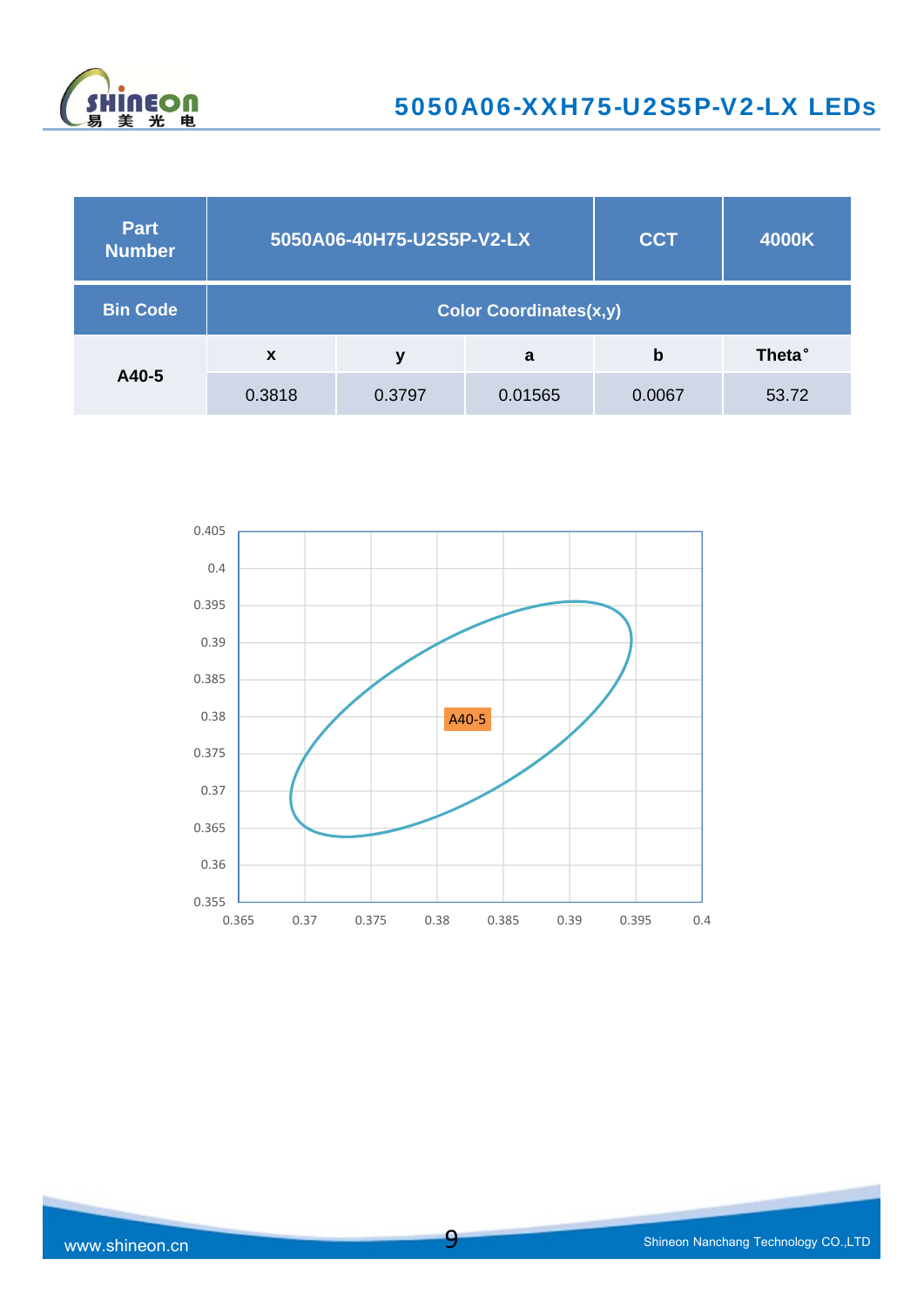| Part Number | 5050A06-40H75-U2S5P-V2-LX | | | CCT | 4000K |
|---|---|---|---|---|---|
| Bin Code | Color Coordinates(x,y) | | | | |
| A40-5 | x | y | a | b | Theta° |
| | 0.3818 | 0.3797 | 0.01565 | 0.0067 | 53.72 |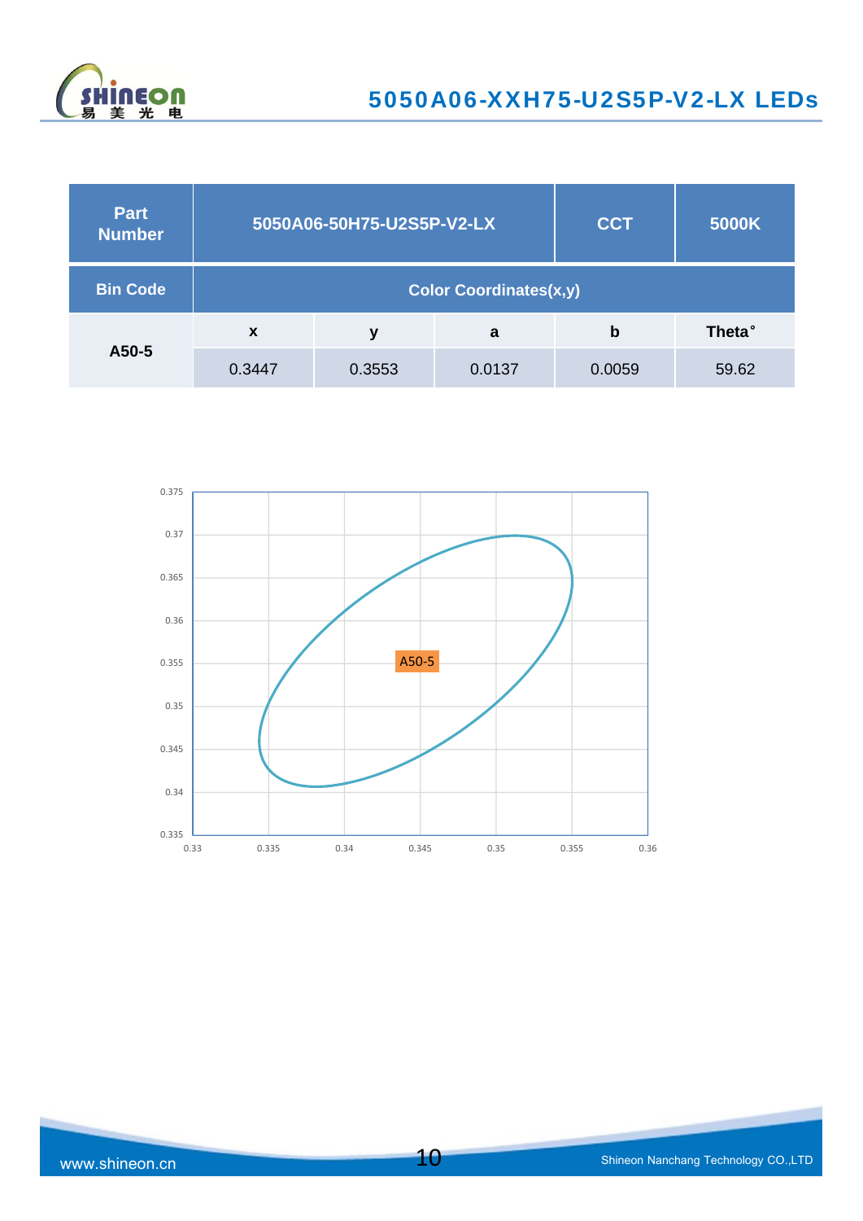| Part Number | 5050A06-50H75-U2S5P-V2-LX | | CCT | 5000K |
|---|---|---|---|---|
| Bin Code | Color Coordinates(x,y) | | | |
| A50-5 | x | y | a | b | Theta° |
| | 0.3447 | 0.3553 | 0.0137 | 0.0059 | 59.62 |

A50-5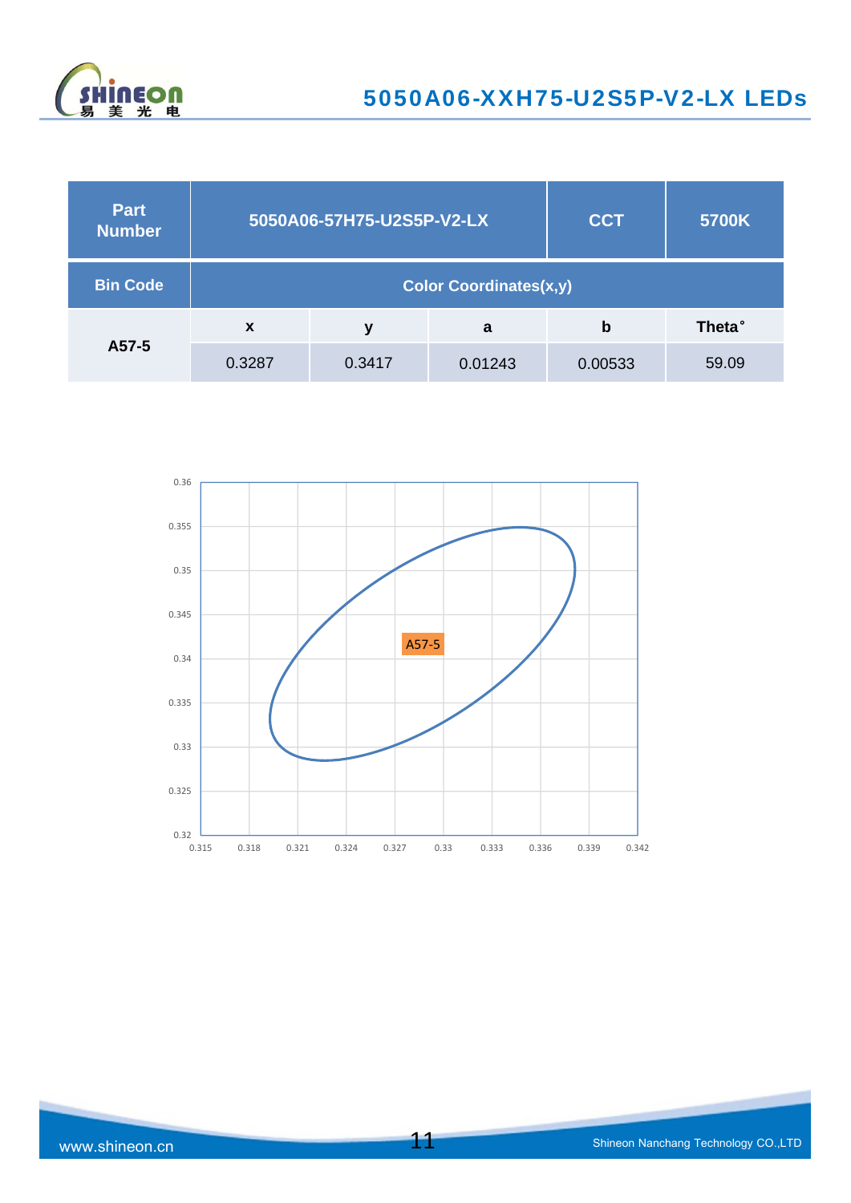| Part Number | 5050A06-57H75-U2S5P-V2-LX | | | CCT | 5700K |
|---|---|---|---|---|---|
| Bin Code | Color Coordinates(x,y) | | | | |
| A57-5 | x | y | a | b | Theta° |
| | 0.3287 | 0.3417 | 0.01243 | 0.00533 | 59.09 |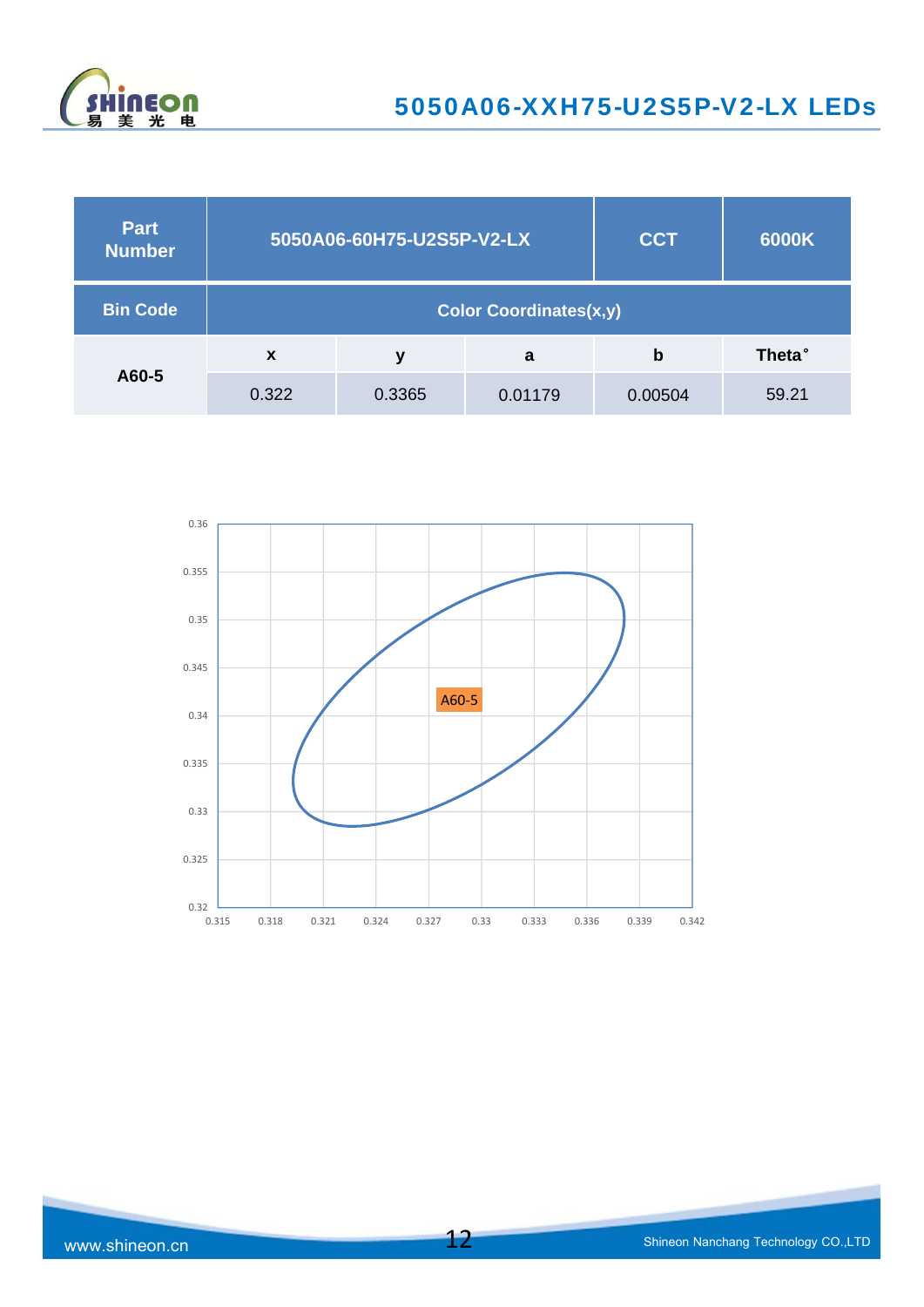| Part Number | 5050A06-60H75-U2S5P-V2-LX | | CCT | 6000K |
|---|---|---|---|---|
| Bin Code | Color Coordinates(x,y) | | | |
| A60-5 | x | y | a | b | Theta° |
| | 0.322 | 0.3365 | 0.01179 | 0.00504 | 59.21 |

A60-5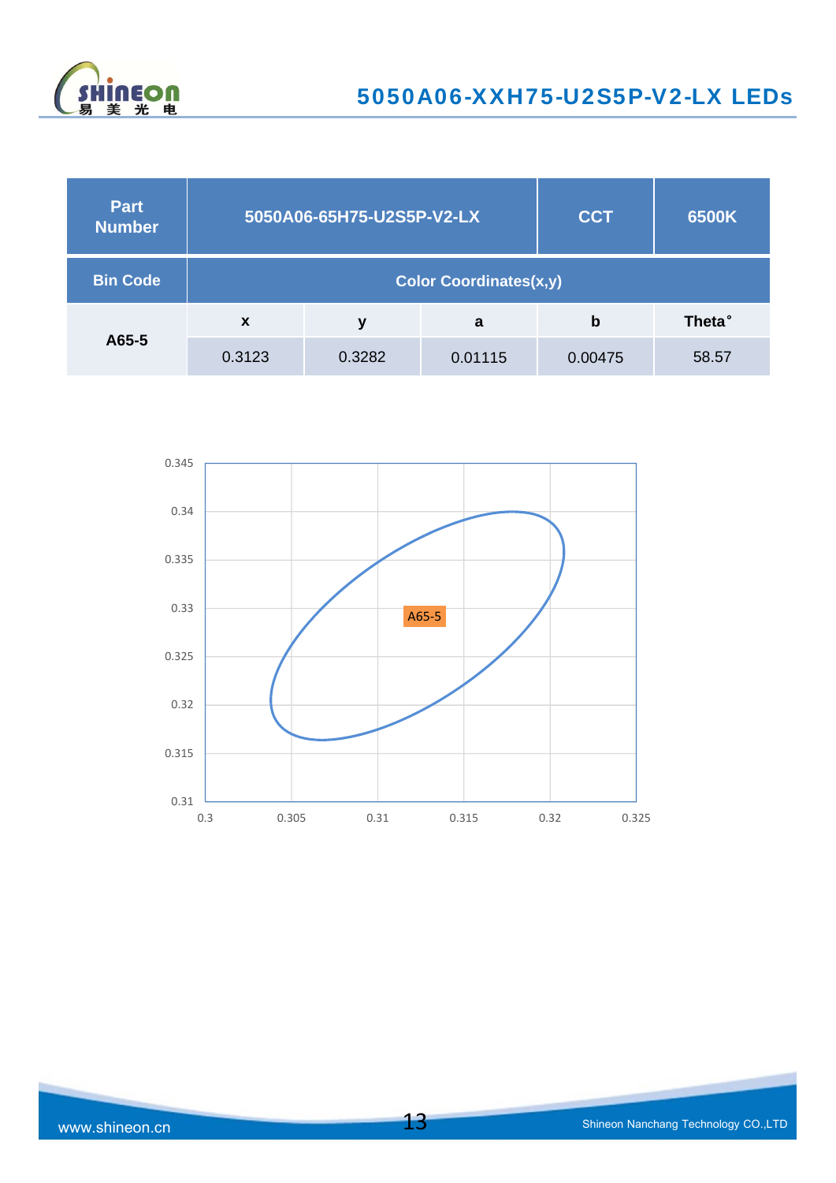| Part Number | 5050A06-65H75-U2S5P-V2-LX | | CCT | 6500K |
|---|---|---|---|---|
| Bin Code | Color Coordinates(x,y) | | | |
| A65-5 | x | y | a | b | Theta° |
| | 0.3123 | 0.3282 | 0.01115 | 0.00475 | 58.57 |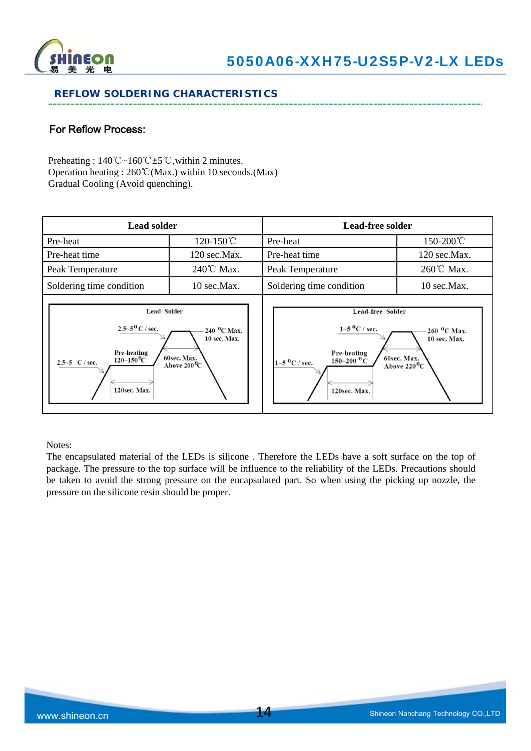## REFLOW SOLDERING CHARACTERISTICS

### For Reflow Process:

Preheating : 140℃~160℃±5℃,within 2 minutes.
Operation heating : 260℃(Max.) within 10 seconds.(Max)
Gradual Cooling (Avoid quenching).

| Lead solder | | Lead-free solder | |
|---|---|---|---|
| Pre-heat | 120-150℃ | Pre-heat | 150-200℃ |
| Pre-heat time | 120 sec.Max. | Pre-heat time | 120 sec.Max. |
| Peak Temperature | 240℃ Max. | Peak Temperature | 260℃ Max. |
| Soldering time condition | 10 sec.Max. | Soldering time condition | 10 sec.Max. |

Lead Solder: 2.5~5 °C / sec.; 2.5~5 °C / sec.; Pre-heating 120~150 °C; 120sec. Max.; 240 °C Max. 10 sec. Max.; 60sec. Max. Above 200 °C

Lead-free Solder: 1~5 °C / sec.; 1~5 °C / sec.; Pre-heating 150~200 °C; 120sec. Max.; 260 °C Max. 10 sec. Max.; 60sec. Max. Above 220 °C

Notes:
The encapsulated material of the LEDs is silicone . Therefore the LEDs have a soft surface on the top of package. The pressure to the top surface will be influence to the reliability of the LEDs. Precautions should be taken to avoid the strong pressure on the encapsulated part. So when using the picking up nozzle, the pressure on the silicone resin should be proper.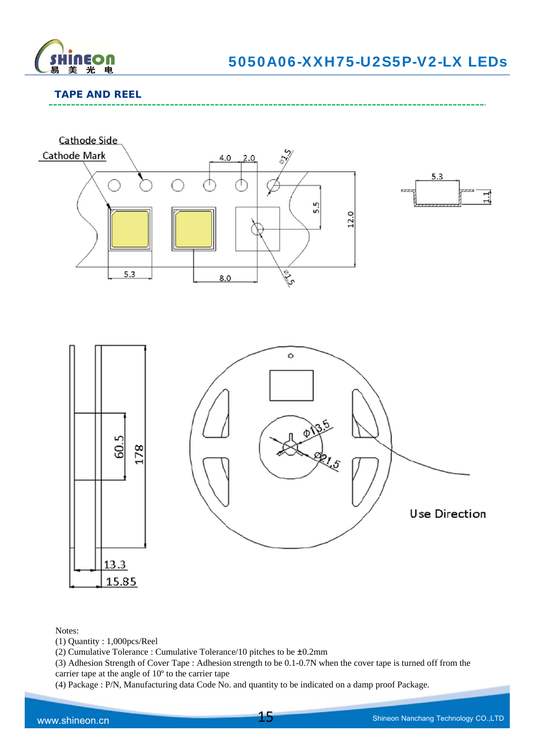## TAPE AND REEL

Cathode Side

Cathode Mark

Notes:

(1) Quantity : 1,000pcs/Reel

(2) Cumulative Tolerance : Cumulative Tolerance/10 pitches to be ±0.2mm

(3) Adhesion Strength of Cover Tape : Adhesion strength to be 0.1-0.7N when the cover tape is turned off from the carrier tape at the angle of 10º to the carrier tape

(4) Package : P/N, Manufacturing data Code No. and quantity to be indicated on a damp proof Package.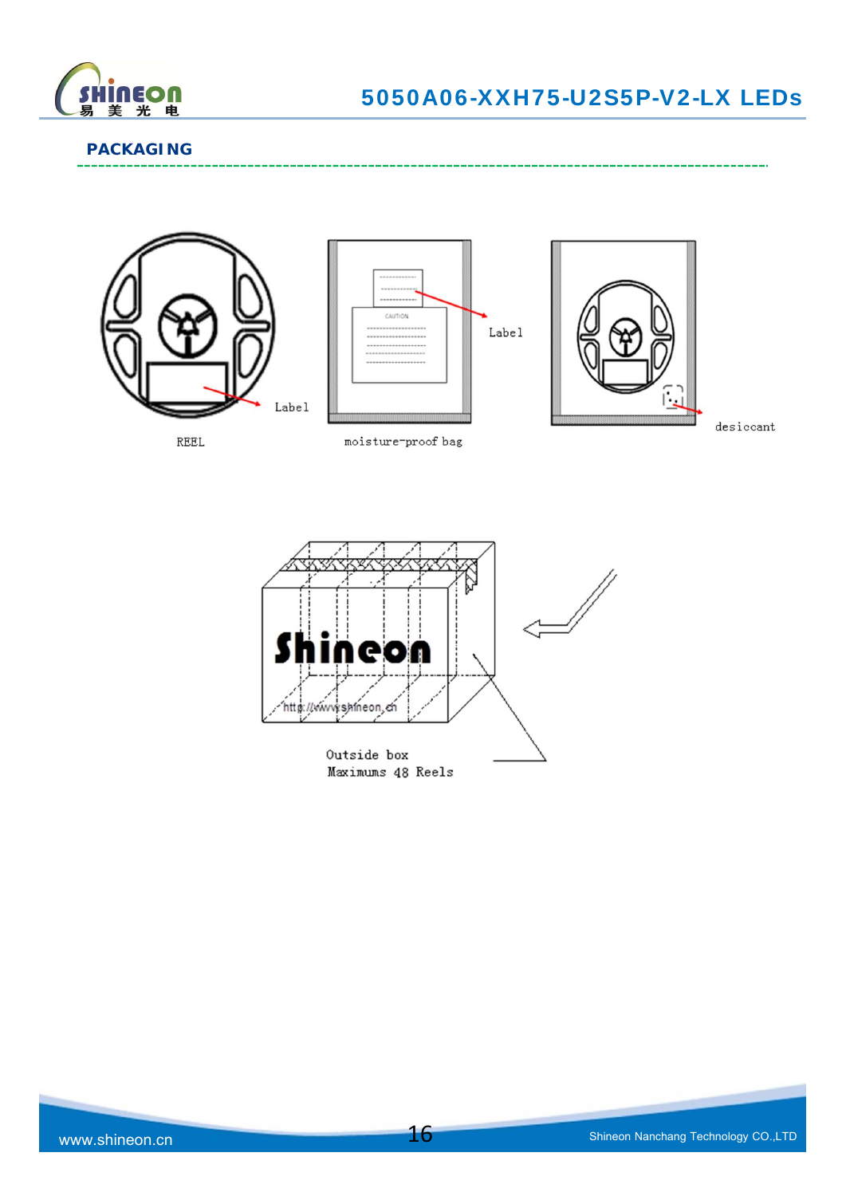## PACKAGING

Label

REEL

Label

moisture-proof bag

desiccant

Outside box
Maximums 48 Reels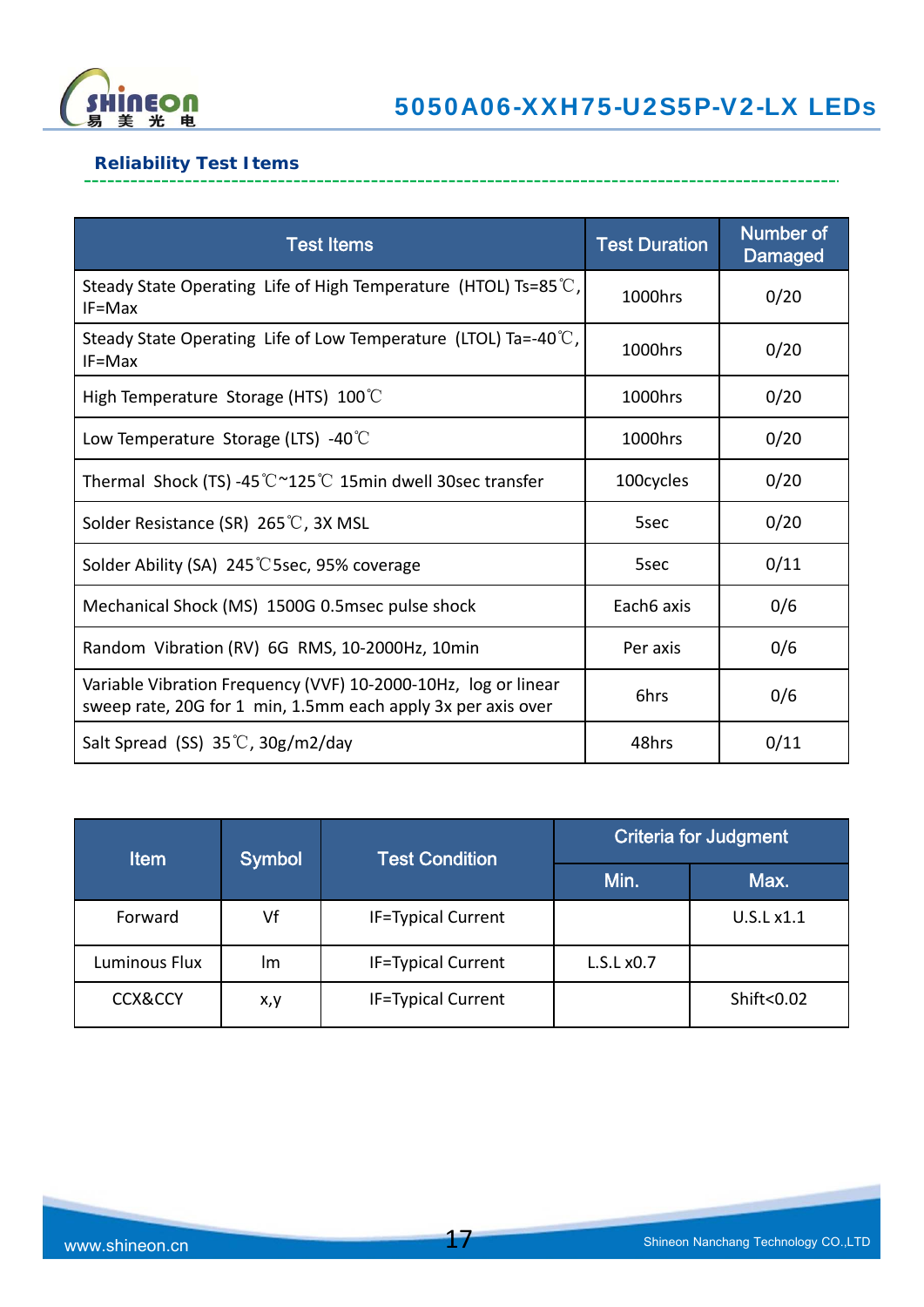## Reliability Test Items

| Test Items | Test Duration | Number of Damaged |
|---|---|---|
| Steady State Operating Life of High Temperature (HTOL) Ts=85℃, IF=Max | 1000hrs | 0/20 |
| Steady State Operating Life of Low Temperature (LTOL) Ta=-40℃, IF=Max | 1000hrs | 0/20 |
| High Temperature Storage (HTS) 100℃ | 1000hrs | 0/20 |
| Low Temperature Storage (LTS) -40℃ | 1000hrs | 0/20 |
| Thermal Shock (TS) -45℃~125℃ 15min dwell 30sec transfer | 100cycles | 0/20 |
| Solder Resistance (SR) 265℃, 3X MSL | 5sec | 0/20 |
| Solder Ability (SA) 245℃5sec, 95% coverage | 5sec | 0/11 |
| Mechanical Shock (MS) 1500G 0.5msec pulse shock | Each6 axis | 0/6 |
| Random Vibration (RV) 6G RMS, 10-2000Hz, 10min | Per axis | 0/6 |
| Variable Vibration Frequency (VVF) 10-2000-10Hz, log or linear sweep rate, 20G for 1 min, 1.5mm each apply 3x per axis over | 6hrs | 0/6 |
| Salt Spread (SS) 35℃, 30g/m2/day | 48hrs | 0/11 |

| Item | Symbol | Test Condition | Criteria for Judgment | |
|---|---|---|---|---|
| | | | Min. | Max. |
| Forward | Vf | IF=Typical Current | | U.S.L x1.1 |
| Luminous Flux | lm | IF=Typical Current | L.S.L x0.7 | |
| CCX&CCY | x,y | IF=Typical Current | | Shift<0.02 |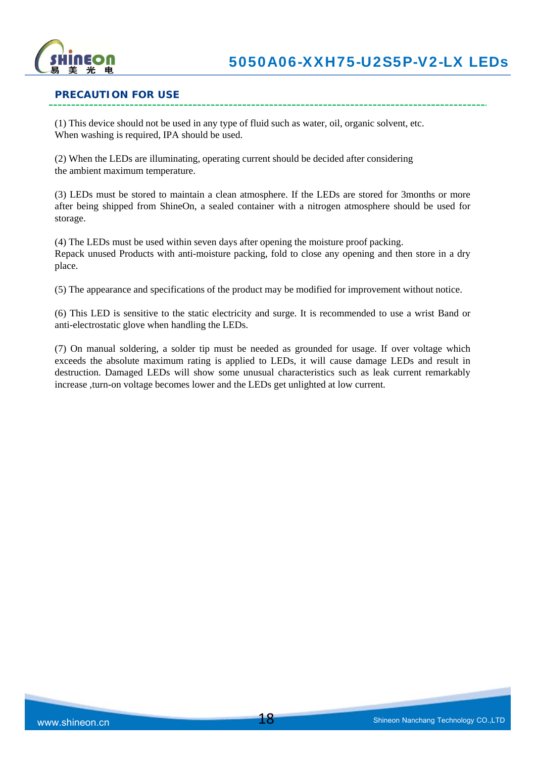## PRECAUTION FOR USE

(1) This device should not be used in any type of fluid such as water, oil, organic solvent, etc.
When washing is required, IPA should be used.

(2) When the LEDs are illuminating, operating current should be decided after considering
the ambient maximum temperature.

(3) LEDs must be stored to maintain a clean atmosphere. If the LEDs are stored for 3months or more after being shipped from ShineOn, a sealed container with a nitrogen atmosphere should be used for storage.

(4) The LEDs must be used within seven days after opening the moisture proof packing.
Repack unused Products with anti-moisture packing, fold to close any opening and then store in a dry place.

(5) The appearance and specifications of the product may be modified for improvement without notice.

(6) This LED is sensitive to the static electricity and surge. It is recommended to use a wrist Band or anti-electrostatic glove when handling the LEDs.

(7) On manual soldering, a solder tip must be needed as grounded for usage. If over voltage which exceeds the absolute maximum rating is applied to LEDs, it will cause damage LEDs and result in destruction. Damaged LEDs will show some unusual characteristics such as leak current remarkably increase ,turn-on voltage becomes lower and the LEDs get unlighted at low current.